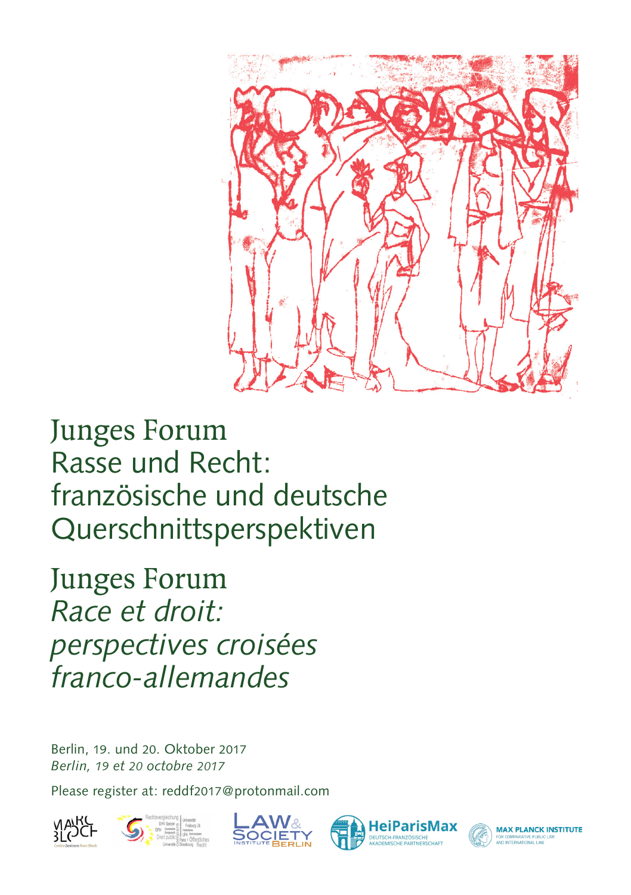# Junges Forum
# Rasse und Recht: französische und deutsche Querschnittsperspektiven

# Junges Forum
# *Race et droit: perspectives croisées franco-allemandes*

Berlin, 19. und 20. Oktober 2017
*Berlin, 19 et 20 octobre 2017*

Please register at: reddf2017@protonmail.com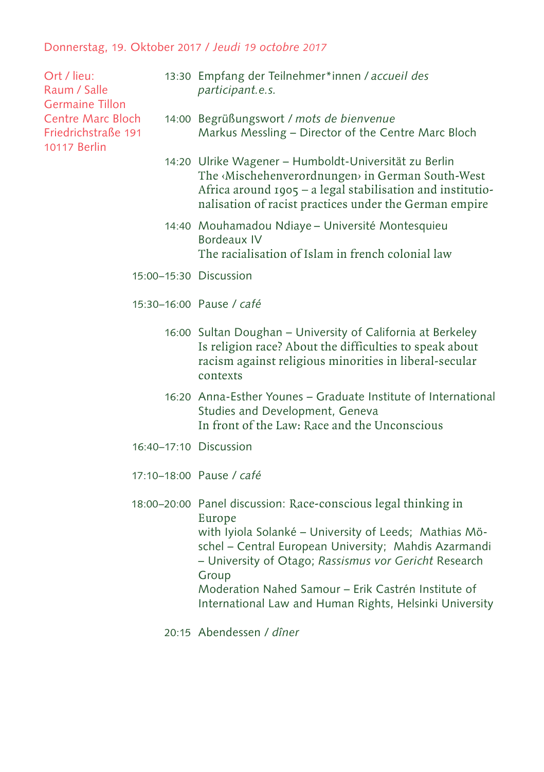## Donnerstag, 19. Oktober 2017 / *Jeudi 19 octobre 2017*

Ort / lieu:
Raum / Salle
Germaine Tillon
Centre Marc Bloch
Friedrichstraße 191
10117 Berlin

**13:30** Empfang der Teilnehmer*innen / *accueil des participant.e.s.*

**14:00** Begrüßungswort / *mots de bienvenue*
Markus Messling – Director of the Centre Marc Bloch

**14:20** Ulrike Wagener – Humboldt-Universität zu Berlin
The ‹Mischehenverordnungen› in German South-West Africa around 1905 – a legal stabilisation and institutionalisation of racist practices under the German empire

**14:40** Mouhamadou Ndiaye – Université Montesquieu Bordeaux IV
The racialisation of Islam in french colonial law

**15:00–15:30** Discussion

**15:30–16:00** Pause / *café*

**16:00** Sultan Doughan – University of California at Berkeley
Is religion race? About the difficulties to speak about racism against religious minorities in liberal-secular contexts

**16:20** Anna-Esther Younes – Graduate Institute of International Studies and Development, Geneva
In front of the Law: Race and the Unconscious

**16:40–17:10** Discussion

**17:10–18:00** Pause / *café*

**18:00–20:00** Panel discussion: Race-conscious legal thinking in Europe
with Iyiola Solanké – University of Leeds; Mathias Möschel – Central European University; Mahdis Azarmandi – University of Otago; *Rassismus vor Gericht* Research Group
Moderation Nahed Samour – Erik Castrén Institute of International Law and Human Rights, Helsinki University

**20:15** Abendessen / *dîner*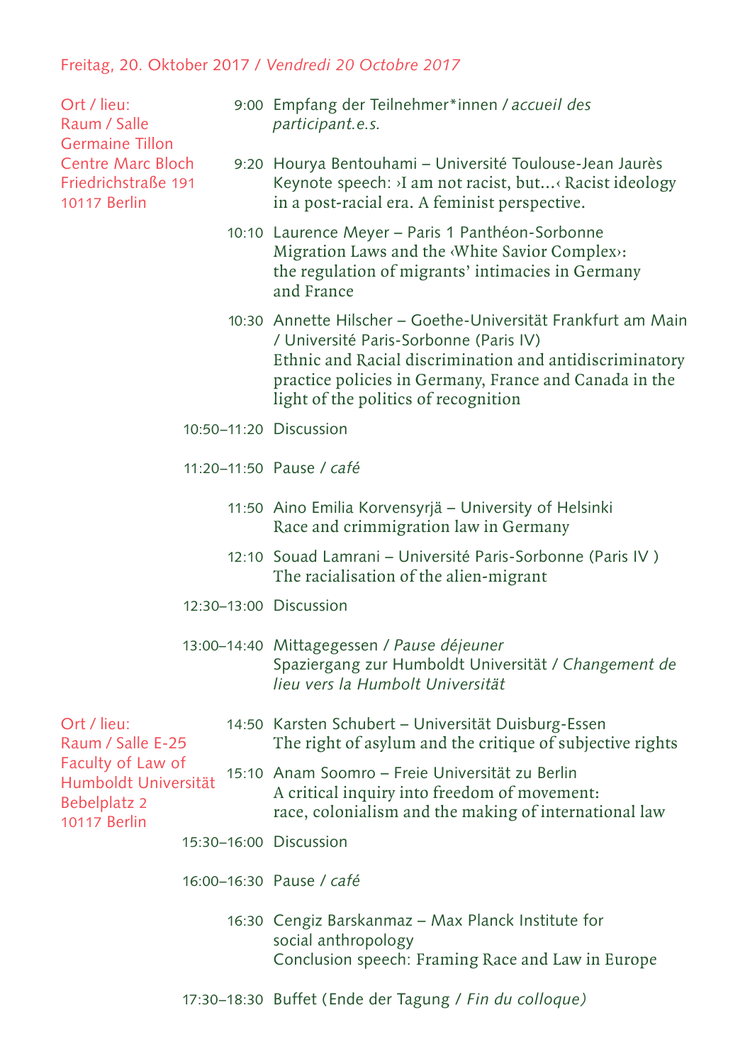## Freitag, 20. Oktober 2017 / *Vendredi 20 Octobre 2017*

Ort / lieu:
Raum / Salle
Germaine Tillon
Centre Marc Bloch
Friedrichstraße 191
10117 Berlin

9:00 Empfang der Teilnehmer*innen / *accueil des participant.e.s.*

9:20 Hourya Bentouhami – Université Toulouse-Jean Jaurès
Keynote speech: ›I am not racist, but…‹ Racist ideology in a post-racial era. A feminist perspective.

10:10 Laurence Meyer – Paris 1 Panthéon-Sorbonne
Migration Laws and the ‹White Savior Complex›: the regulation of migrants' intimacies in Germany and France

10:30 Annette Hilscher – Goethe-Universität Frankfurt am Main / Université Paris-Sorbonne (Paris IV)
Ethnic and Racial discrimination and antidiscriminatory practice policies in Germany, France and Canada in the light of the politics of recognition

10:50–11:20 Discussion

11:20–11:50 Pause / *café*

11:50 Aino Emilia Korvensyrjä – University of Helsinki
Race and crimmigration law in Germany

12:10 Souad Lamrani – Université Paris-Sorbonne (Paris IV )
The racialisation of the alien-migrant

12:30–13:00 Discussion

13:00–14:40 Mittagegessen / *Pause déjeuner*
Spaziergang zur Humboldt Universität / *Changement de lieu vers la Humbolt Universität*

Ort / lieu:
Raum / Salle E-25
Faculty of Law of
Humboldt Universität
Bebelplatz 2
10117 Berlin

14:50 Karsten Schubert – Universität Duisburg-Essen
The right of asylum and the critique of subjective rights

15:10 Anam Soomro – Freie Universität zu Berlin
A critical inquiry into freedom of movement: race, colonialism and the making of international law

15:30–16:00 Discussion

16:00–16:30 Pause / *café*

16:30 Cengiz Barskanmaz – Max Planck Institute for social anthropology
Conclusion speech: Framing Race and Law in Europe

17:30–18:30 Buffet (Ende der Tagung / *Fin du colloque)*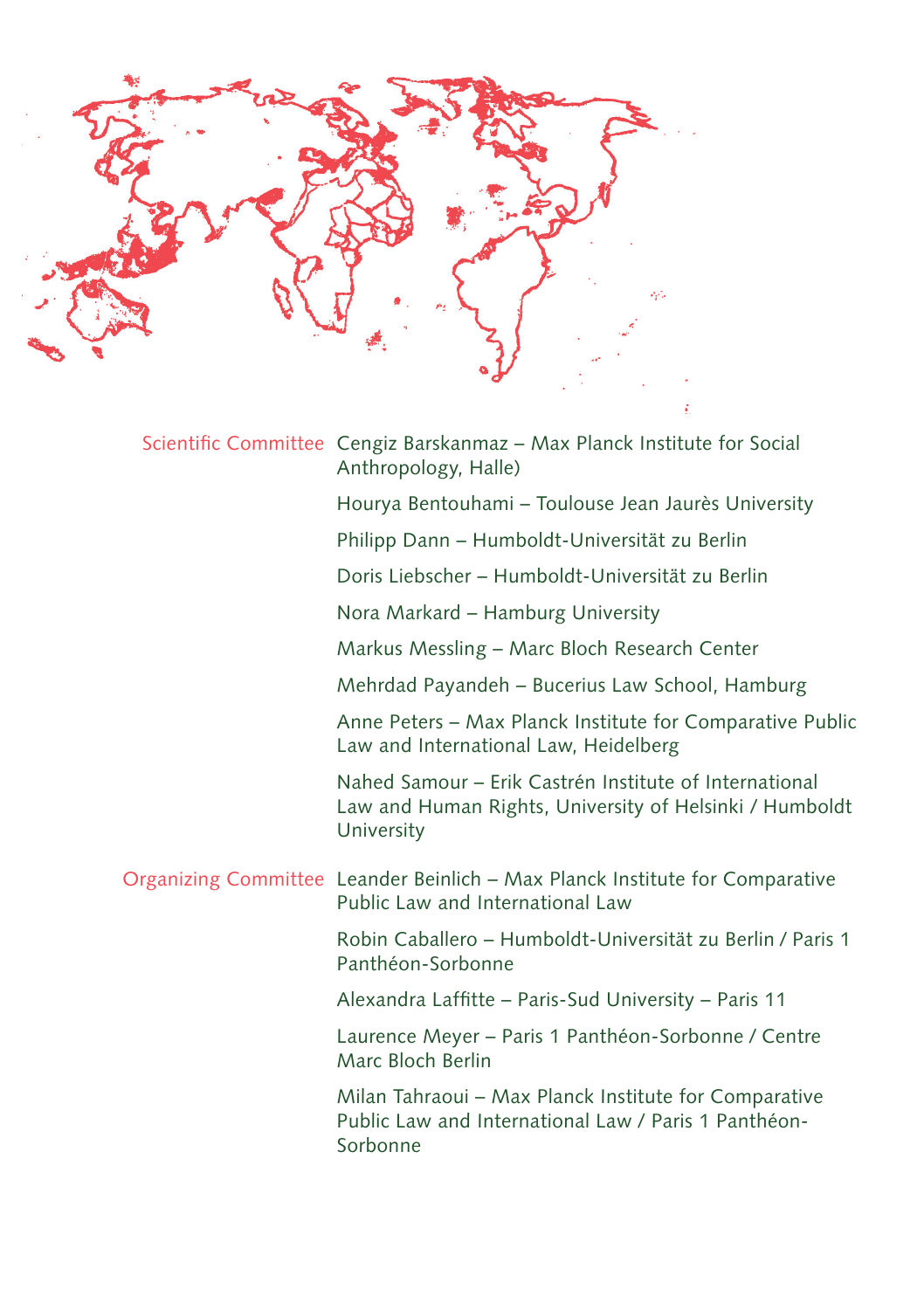**Scientific Committee**

Cengiz Barskanmaz – Max Planck Institute for Social Anthropology, Halle)

Hourya Bentouhami – Toulouse Jean Jaurès University

Philipp Dann – Humboldt-Universität zu Berlin

Doris Liebscher – Humboldt-Universität zu Berlin

Nora Markard – Hamburg University

Markus Messling – Marc Bloch Research Center

Mehrdad Payandeh – Bucerius Law School, Hamburg

Anne Peters – Max Planck Institute for Comparative Public Law and International Law, Heidelberg

Nahed Samour – Erik Castrén Institute of International Law and Human Rights, University of Helsinki / Humboldt University

**Organizing Committee**

Leander Beinlich – Max Planck Institute for Comparative Public Law and International Law

Robin Caballero – Humboldt-Universität zu Berlin / Paris 1 Panthéon-Sorbonne

Alexandra Laffitte – Paris-Sud University – Paris 11

Laurence Meyer – Paris 1 Panthéon-Sorbonne / Centre Marc Bloch Berlin

Milan Tahraoui – Max Planck Institute for Comparative Public Law and International Law / Paris 1 Panthéon-Sorbonne